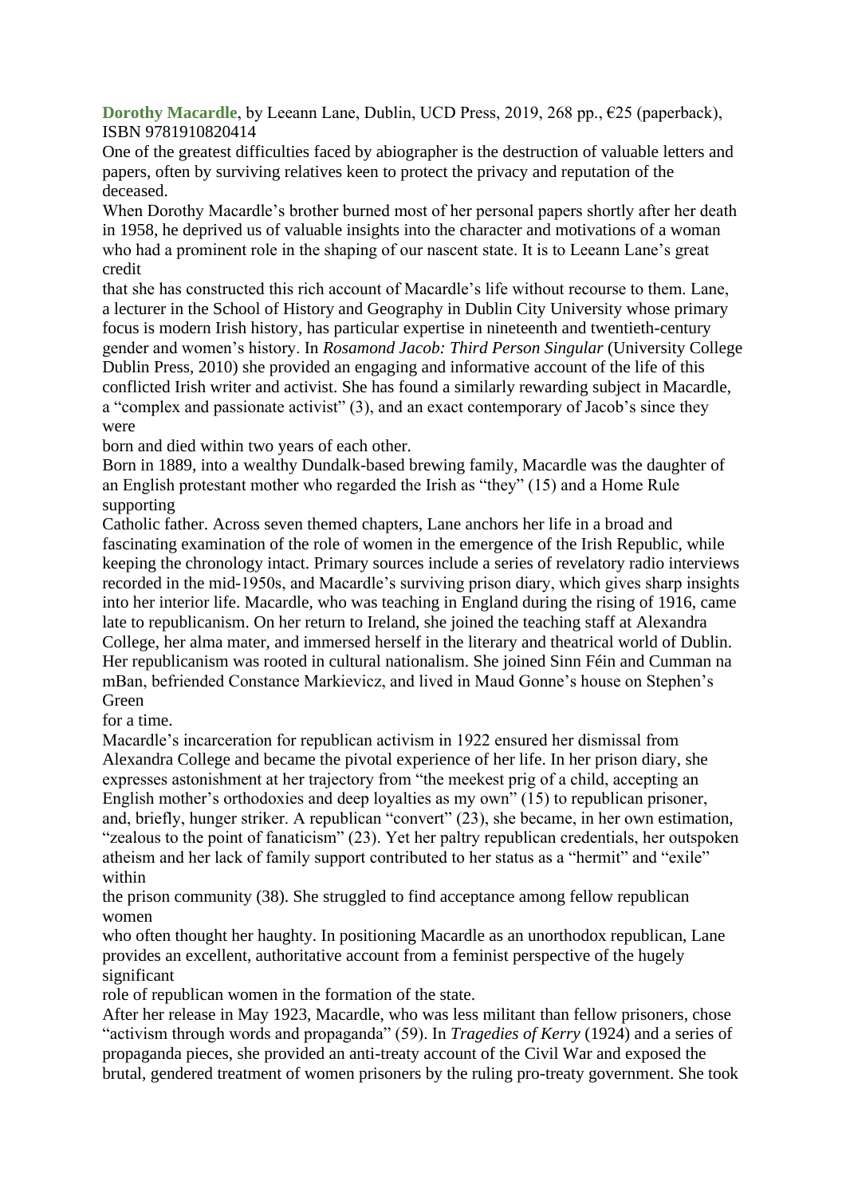**Dorothy Macardle**, by Leeann Lane, Dublin, UCD Press, 2019, 268 pp., €25 (paperback), ISBN 9781910820414

One of the greatest difficulties faced by abiographer is the destruction of valuable letters and papers, often by surviving relatives keen to protect the privacy and reputation of the deceased.

When Dorothy Macardle's brother burned most of her personal papers shortly after her death in 1958, he deprived us of valuable insights into the character and motivations of a woman who had a prominent role in the shaping of our nascent state. It is to Leeann Lane's great credit that she has constructed this rich account of Macardle's life without recourse to them. Lane, a lecturer in the School of History and Geography in Dublin City University whose primary focus is modern Irish history, has particular expertise in nineteenth and twentieth-century gender and women's history. In *Rosamond Jacob: Third Person Singular* (University College Dublin Press, 2010) she provided an engaging and informative account of the life of this conflicted Irish writer and activist. She has found a similarly rewarding subject in Macardle, a "complex and passionate activist" (3), and an exact contemporary of Jacob's since they were born and died within two years of each other.

Born in 1889, into a wealthy Dundalk-based brewing family, Macardle was the daughter of an English protestant mother who regarded the Irish as "they" (15) and a Home Rule supporting Catholic father. Across seven themed chapters, Lane anchors her life in a broad and fascinating examination of the role of women in the emergence of the Irish Republic, while keeping the chronology intact. Primary sources include a series of revelatory radio interviews recorded in the mid-1950s, and Macardle's surviving prison diary, which gives sharp insights into her interior life. Macardle, who was teaching in England during the rising of 1916, came late to republicanism. On her return to Ireland, she joined the teaching staff at Alexandra College, her alma mater, and immersed herself in the literary and theatrical world of Dublin. Her republicanism was rooted in cultural nationalism. She joined Sinn Féin and Cumman na mBan, befriended Constance Markievicz, and lived in Maud Gonne's house on Stephen's Green for a time.

Macardle's incarceration for republican activism in 1922 ensured her dismissal from Alexandra College and became the pivotal experience of her life. In her prison diary, she expresses astonishment at her trajectory from "the meekest prig of a child, accepting an English mother's orthodoxies and deep loyalties as my own" (15) to republican prisoner, and, briefly, hunger striker. A republican "convert" (23), she became, in her own estimation, "zealous to the point of fanaticism" (23). Yet her paltry republican credentials, her outspoken atheism and her lack of family support contributed to her status as a "hermit" and "exile" within the prison community (38). She struggled to find acceptance among fellow republican women who often thought her haughty. In positioning Macardle as an unorthodox republican, Lane provides an excellent, authoritative account from a feminist perspective of the hugely significant role of republican women in the formation of the state.

After her release in May 1923, Macardle, who was less militant than fellow prisoners, chose "activism through words and propaganda" (59). In *Tragedies of Kerry* (1924) and a series of propaganda pieces, she provided an anti-treaty account of the Civil War and exposed the brutal, gendered treatment of women prisoners by the ruling pro-treaty government. She took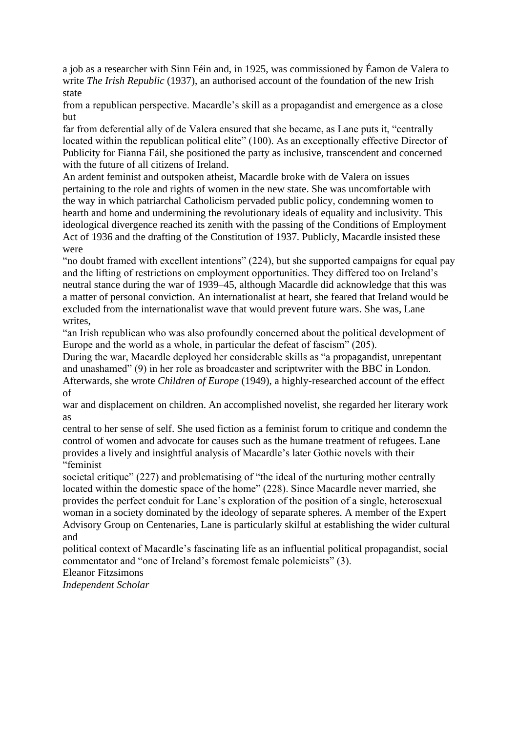a job as a researcher with Sinn Féin and, in 1925, was commissioned by Éamon de Valera to write *The Irish Republic* (1937), an authorised account of the foundation of the new Irish state from a republican perspective. Macardle's skill as a propagandist and emergence as a close but far from deferential ally of de Valera ensured that she became, as Lane puts it, "centrally located within the republican political elite" (100). As an exceptionally effective Director of Publicity for Fianna Fáil, she positioned the party as inclusive, transcendent and concerned with the future of all citizens of Ireland.

An ardent feminist and outspoken atheist, Macardle broke with de Valera on issues pertaining to the role and rights of women in the new state. She was uncomfortable with the way in which patriarchal Catholicism pervaded public policy, condemning women to hearth and home and undermining the revolutionary ideals of equality and inclusivity. This ideological divergence reached its zenith with the passing of the Conditions of Employment Act of 1936 and the drafting of the Constitution of 1937. Publicly, Macardle insisted these were "no doubt framed with excellent intentions" (224), but she supported campaigns for equal pay and the lifting of restrictions on employment opportunities. They differed too on Ireland's neutral stance during the war of 1939–45, although Macardle did acknowledge that this was a matter of personal conviction. An internationalist at heart, she feared that Ireland would be excluded from the internationalist wave that would prevent future wars. She was, Lane writes, "an Irish republican who was also profoundly concerned about the political development of Europe and the world as a whole, in particular the defeat of fascism" (205).

During the war, Macardle deployed her considerable skills as "a propagandist, unrepentant and unashamed" (9) in her role as broadcaster and scriptwriter with the BBC in London. Afterwards, she wrote *Children of Europe* (1949), a highly-researched account of the effect of war and displacement on children. An accomplished novelist, she regarded her literary work as central to her sense of self. She used fiction as a feminist forum to critique and condemn the control of women and advocate for causes such as the humane treatment of refugees. Lane provides a lively and insightful analysis of Macardle's later Gothic novels with their "feminist societal critique" (227) and problematising of "the ideal of the nurturing mother centrally located within the domestic space of the home" (228). Since Macardle never married, she provides the perfect conduit for Lane's exploration of the position of a single, heterosexual woman in a society dominated by the ideology of separate spheres. A member of the Expert Advisory Group on Centenaries, Lane is particularly skilful at establishing the wider cultural and political context of Macardle's fascinating life as an influential political propagandist, social commentator and "one of Ireland's foremost female polemicists" (3).

Eleanor Fitzsimons

*Independent Scholar*